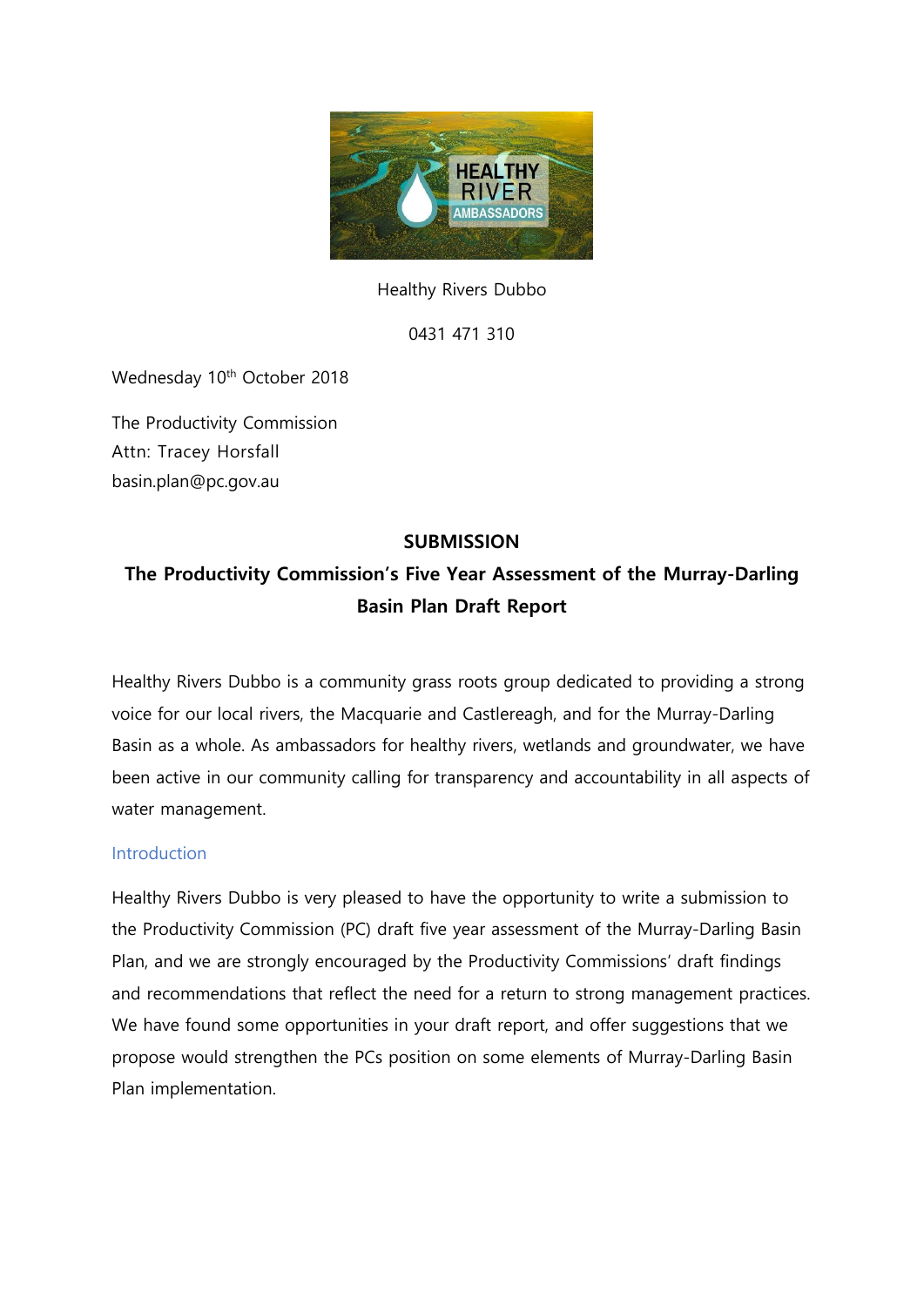Healthy Rivers Dubbo

0431 471 310

Wednesday 10th October 2018

The Productivity Commission
Attn: Tracey Horsfall
basin.plan@pc.gov.au

**SUBMISSION**

**The Productivity Commission's Five Year Assessment of the Murray-Darling Basin Plan Draft Report**

Healthy Rivers Dubbo is a community grass roots group dedicated to providing a strong voice for our local rivers, the Macquarie and Castlereagh, and for the Murray-Darling Basin as a whole. As ambassadors for healthy rivers, wetlands and groundwater, we have been active in our community calling for transparency and accountability in all aspects of water management.

## Introduction

Healthy Rivers Dubbo is very pleased to have the opportunity to write a submission to the Productivity Commission (PC) draft five year assessment of the Murray-Darling Basin Plan, and we are strongly encouraged by the Productivity Commissions' draft findings and recommendations that reflect the need for a return to strong management practices. We have found some opportunities in your draft report, and offer suggestions that we propose would strengthen the PCs position on some elements of Murray-Darling Basin Plan implementation.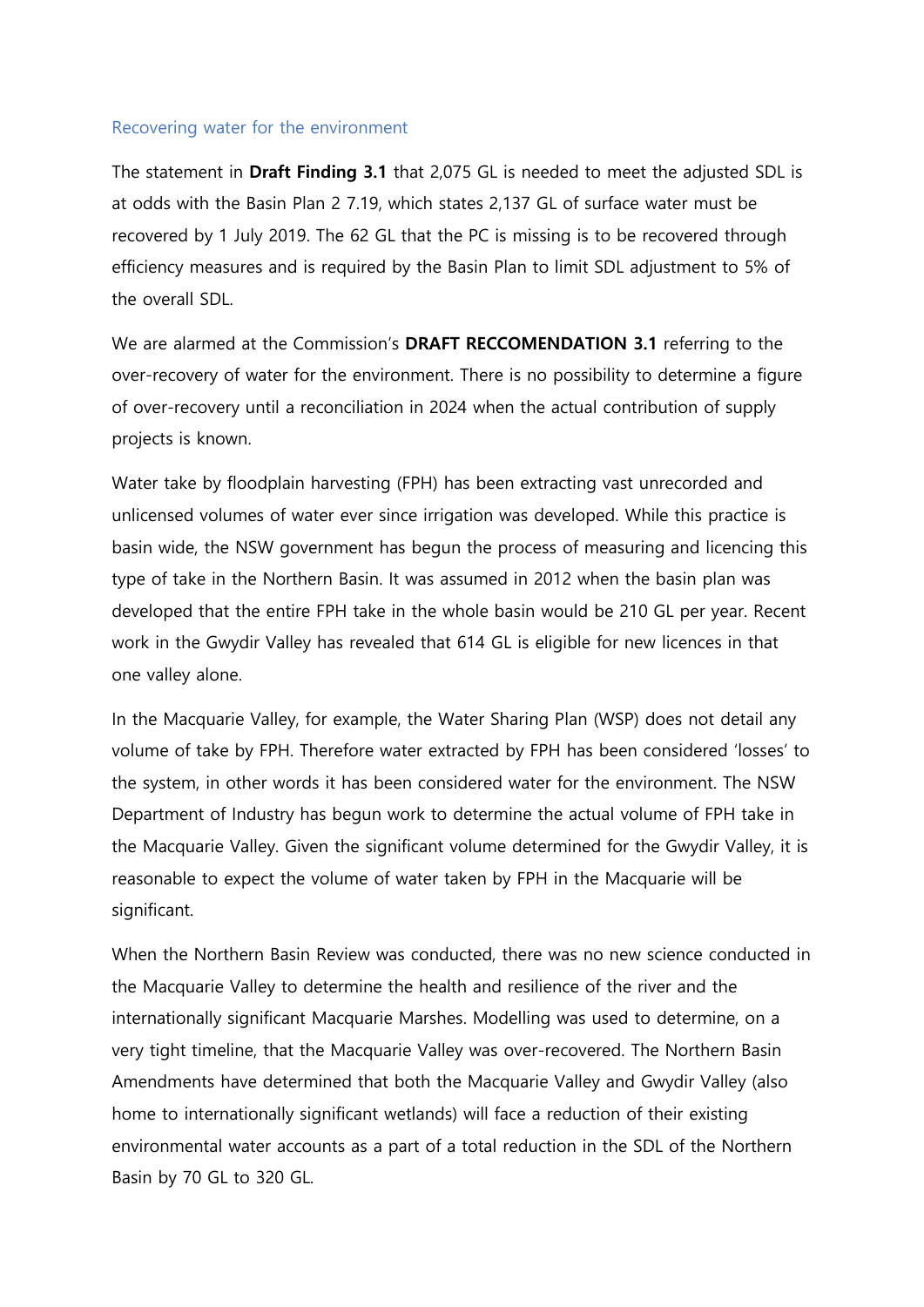## Recovering water for the environment

The statement in **Draft Finding 3.1** that 2,075 GL is needed to meet the adjusted SDL is at odds with the Basin Plan 2 7.19, which states 2,137 GL of surface water must be recovered by 1 July 2019. The 62 GL that the PC is missing is to be recovered through efficiency measures and is required by the Basin Plan to limit SDL adjustment to 5% of the overall SDL.

We are alarmed at the Commission's **DRAFT RECCOMENDATION 3.1** referring to the over-recovery of water for the environment. There is no possibility to determine a figure of over-recovery until a reconciliation in 2024 when the actual contribution of supply projects is known.

Water take by floodplain harvesting (FPH) has been extracting vast unrecorded and unlicensed volumes of water ever since irrigation was developed. While this practice is basin wide, the NSW government has begun the process of measuring and licencing this type of take in the Northern Basin. It was assumed in 2012 when the basin plan was developed that the entire FPH take in the whole basin would be 210 GL per year. Recent work in the Gwydir Valley has revealed that 614 GL is eligible for new licences in that one valley alone.

In the Macquarie Valley, for example, the Water Sharing Plan (WSP) does not detail any volume of take by FPH. Therefore water extracted by FPH has been considered 'losses' to the system, in other words it has been considered water for the environment. The NSW Department of Industry has begun work to determine the actual volume of FPH take in the Macquarie Valley. Given the significant volume determined for the Gwydir Valley, it is reasonable to expect the volume of water taken by FPH in the Macquarie will be significant.

When the Northern Basin Review was conducted, there was no new science conducted in the Macquarie Valley to determine the health and resilience of the river and the internationally significant Macquarie Marshes. Modelling was used to determine, on a very tight timeline, that the Macquarie Valley was over-recovered. The Northern Basin Amendments have determined that both the Macquarie Valley and Gwydir Valley (also home to internationally significant wetlands) will face a reduction of their existing environmental water accounts as a part of a total reduction in the SDL of the Northern Basin by 70 GL to 320 GL.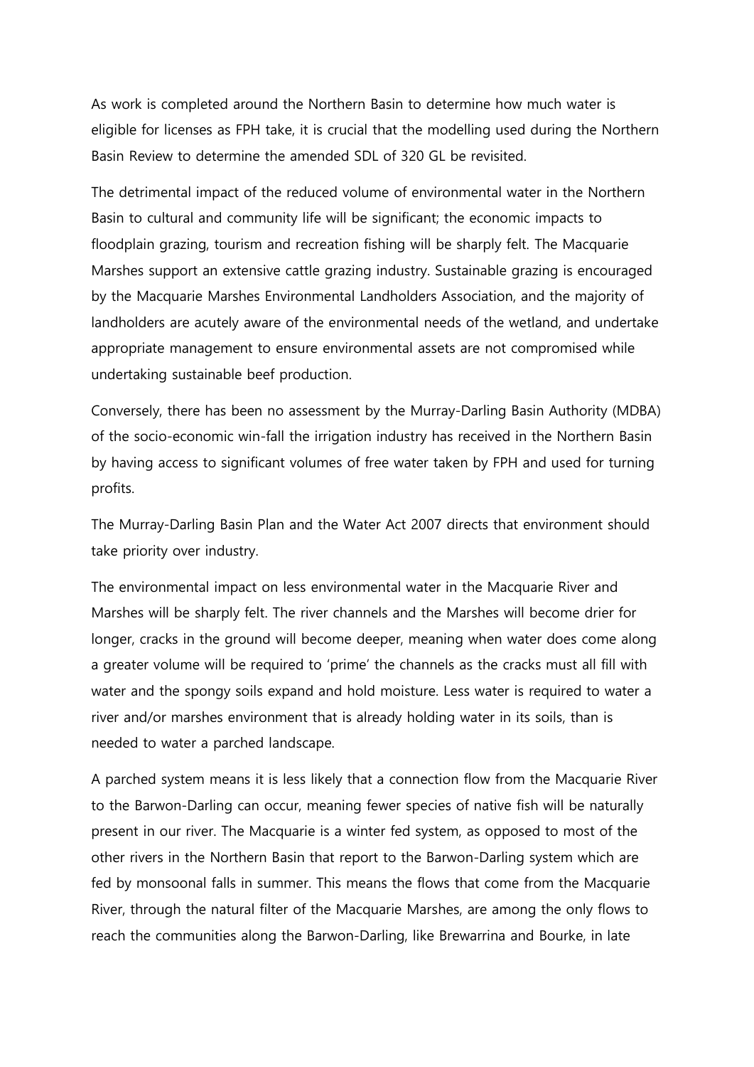As work is completed around the Northern Basin to determine how much water is eligible for licenses as FPH take, it is crucial that the modelling used during the Northern Basin Review to determine the amended SDL of 320 GL be revisited.

The detrimental impact of the reduced volume of environmental water in the Northern Basin to cultural and community life will be significant; the economic impacts to floodplain grazing, tourism and recreation fishing will be sharply felt. The Macquarie Marshes support an extensive cattle grazing industry. Sustainable grazing is encouraged by the Macquarie Marshes Environmental Landholders Association, and the majority of landholders are acutely aware of the environmental needs of the wetland, and undertake appropriate management to ensure environmental assets are not compromised while undertaking sustainable beef production.

Conversely, there has been no assessment by the Murray-Darling Basin Authority (MDBA) of the socio-economic win-fall the irrigation industry has received in the Northern Basin by having access to significant volumes of free water taken by FPH and used for turning profits.

The Murray-Darling Basin Plan and the Water Act 2007 directs that environment should take priority over industry.

The environmental impact on less environmental water in the Macquarie River and Marshes will be sharply felt. The river channels and the Marshes will become drier for longer, cracks in the ground will become deeper, meaning when water does come along a greater volume will be required to 'prime' the channels as the cracks must all fill with water and the spongy soils expand and hold moisture. Less water is required to water a river and/or marshes environment that is already holding water in its soils, than is needed to water a parched landscape.

A parched system means it is less likely that a connection flow from the Macquarie River to the Barwon-Darling can occur, meaning fewer species of native fish will be naturally present in our river. The Macquarie is a winter fed system, as opposed to most of the other rivers in the Northern Basin that report to the Barwon-Darling system which are fed by monsoonal falls in summer. This means the flows that come from the Macquarie River, through the natural filter of the Macquarie Marshes, are among the only flows to reach the communities along the Barwon-Darling, like Brewarrina and Bourke, in late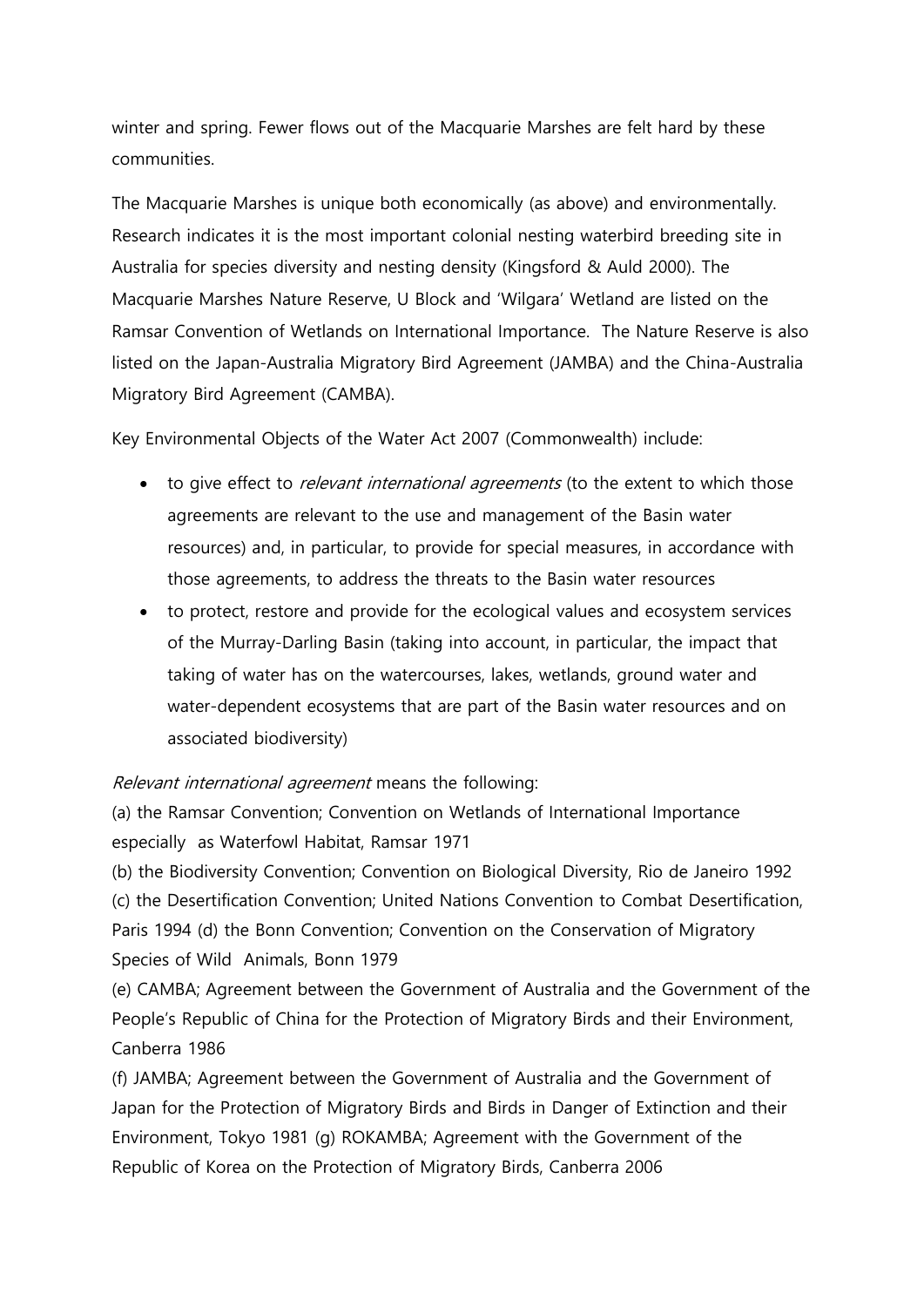winter and spring. Fewer flows out of the Macquarie Marshes are felt hard by these communities.

The Macquarie Marshes is unique both economically (as above) and environmentally. Research indicates it is the most important colonial nesting waterbird breeding site in Australia for species diversity and nesting density (Kingsford & Auld 2000). The Macquarie Marshes Nature Reserve, U Block and 'Wilgara' Wetland are listed on the Ramsar Convention of Wetlands on International Importance. The Nature Reserve is also listed on the Japan-Australia Migratory Bird Agreement (JAMBA) and the China-Australia Migratory Bird Agreement (CAMBA).

Key Environmental Objects of the Water Act 2007 (Commonwealth) include:

- to give effect to *relevant international agreements* (to the extent to which those agreements are relevant to the use and management of the Basin water resources) and, in particular, to provide for special measures, in accordance with those agreements, to address the threats to the Basin water resources
- to protect, restore and provide for the ecological values and ecosystem services of the Murray-Darling Basin (taking into account, in particular, the impact that taking of water has on the watercourses, lakes, wetlands, ground water and water-dependent ecosystems that are part of the Basin water resources and on associated biodiversity)

*Relevant international agreement* means the following:
(a) the Ramsar Convention; Convention on Wetlands of International Importance especially as Waterfowl Habitat, Ramsar 1971
(b) the Biodiversity Convention; Convention on Biological Diversity, Rio de Janeiro 1992
(c) the Desertification Convention; United Nations Convention to Combat Desertification, Paris 1994 (d) the Bonn Convention; Convention on the Conservation of Migratory Species of Wild Animals, Bonn 1979
(e) CAMBA; Agreement between the Government of Australia and the Government of the People's Republic of China for the Protection of Migratory Birds and their Environment, Canberra 1986
(f) JAMBA; Agreement between the Government of Australia and the Government of Japan for the Protection of Migratory Birds and Birds in Danger of Extinction and their Environment, Tokyo 1981 (g) ROKAMBA; Agreement with the Government of the Republic of Korea on the Protection of Migratory Birds, Canberra 2006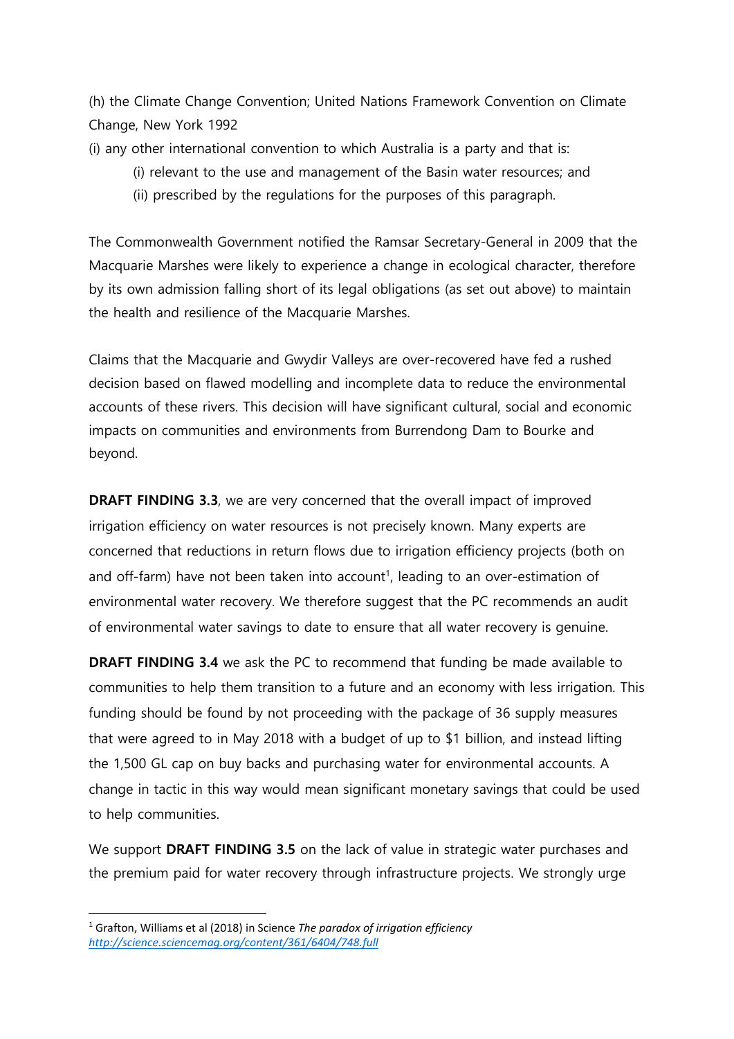(h) the Climate Change Convention; United Nations Framework Convention on Climate Change, New York 1992

(i) any other international convention to which Australia is a party and that is:

  (i) relevant to the use and management of the Basin water resources; and

  (ii) prescribed by the regulations for the purposes of this paragraph.

The Commonwealth Government notified the Ramsar Secretary-General in 2009 that the Macquarie Marshes were likely to experience a change in ecological character, therefore by its own admission falling short of its legal obligations (as set out above) to maintain the health and resilience of the Macquarie Marshes.

Claims that the Macquarie and Gwydir Valleys are over-recovered have fed a rushed decision based on flawed modelling and incomplete data to reduce the environmental accounts of these rivers. This decision will have significant cultural, social and economic impacts on communities and environments from Burrendong Dam to Bourke and beyond.

**DRAFT FINDING 3.3**, we are very concerned that the overall impact of improved irrigation efficiency on water resources is not precisely known. Many experts are concerned that reductions in return flows due to irrigation efficiency projects (both on and off-farm) have not been taken into account[1], leading to an over-estimation of environmental water recovery. We therefore suggest that the PC recommends an audit of environmental water savings to date to ensure that all water recovery is genuine.

**DRAFT FINDING 3.4** we ask the PC to recommend that funding be made available to communities to help them transition to a future and an economy with less irrigation. This funding should be found by not proceeding with the package of 36 supply measures that were agreed to in May 2018 with a budget of up to $1 billion, and instead lifting the 1,500 GL cap on buy backs and purchasing water for environmental accounts. A change in tactic in this way would mean significant monetary savings that could be used to help communities.

We support **DRAFT FINDING 3.5** on the lack of value in strategic water purchases and the premium paid for water recovery through infrastructure projects. We strongly urge

---

[1] Grafton, Williams et al (2018) in Science *The paradox of irrigation efficiency* *http://science.sciencemag.org/content/361/6404/748.full*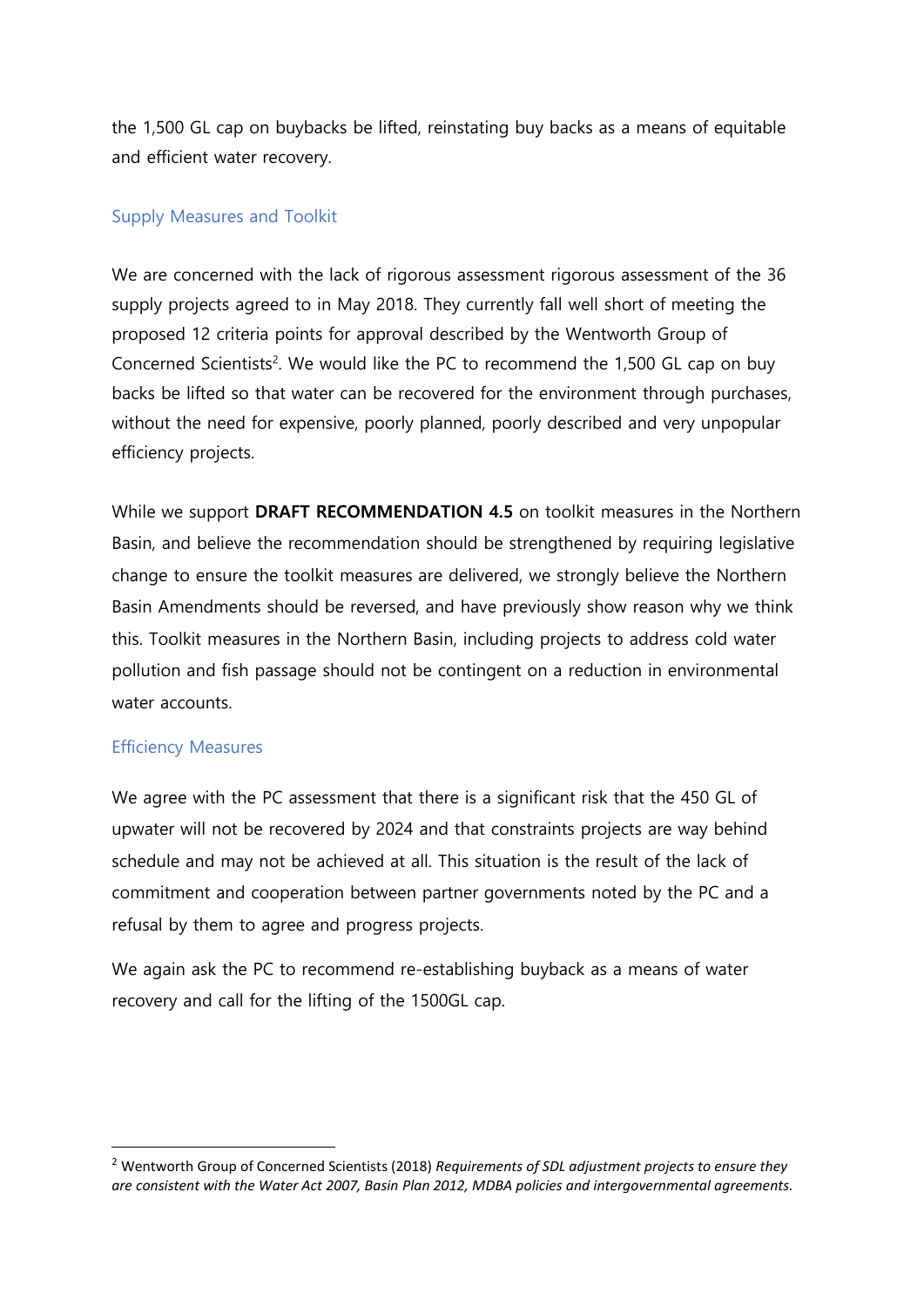the 1,500 GL cap on buybacks be lifted, reinstating buy backs as a means of equitable and efficient water recovery.

## Supply Measures and Toolkit

We are concerned with the lack of rigorous assessment rigorous assessment of the 36 supply projects agreed to in May 2018. They currently fall well short of meeting the proposed 12 criteria points for approval described by the Wentworth Group of Concerned Scientists[2]. We would like the PC to recommend the 1,500 GL cap on buy backs be lifted so that water can be recovered for the environment through purchases, without the need for expensive, poorly planned, poorly described and very unpopular efficiency projects.

While we support **DRAFT RECOMMENDATION 4.5** on toolkit measures in the Northern Basin, and believe the recommendation should be strengthened by requiring legislative change to ensure the toolkit measures are delivered, we strongly believe the Northern Basin Amendments should be reversed, and have previously show reason why we think this. Toolkit measures in the Northern Basin, including projects to address cold water pollution and fish passage should not be contingent on a reduction in environmental water accounts.

## Efficiency Measures

We agree with the PC assessment that there is a significant risk that the 450 GL of upwater will not be recovered by 2024 and that constraints projects are way behind schedule and may not be achieved at all. This situation is the result of the lack of commitment and cooperation between partner governments noted by the PC and a refusal by them to agree and progress projects.

We again ask the PC to recommend re-establishing buyback as a means of water recovery and call for the lifting of the 1500GL cap.

---

[2] Wentworth Group of Concerned Scientists (2018) *Requirements of SDL adjustment projects to ensure they are consistent with the Water Act 2007, Basin Plan 2012, MDBA policies and intergovernmental agreements.*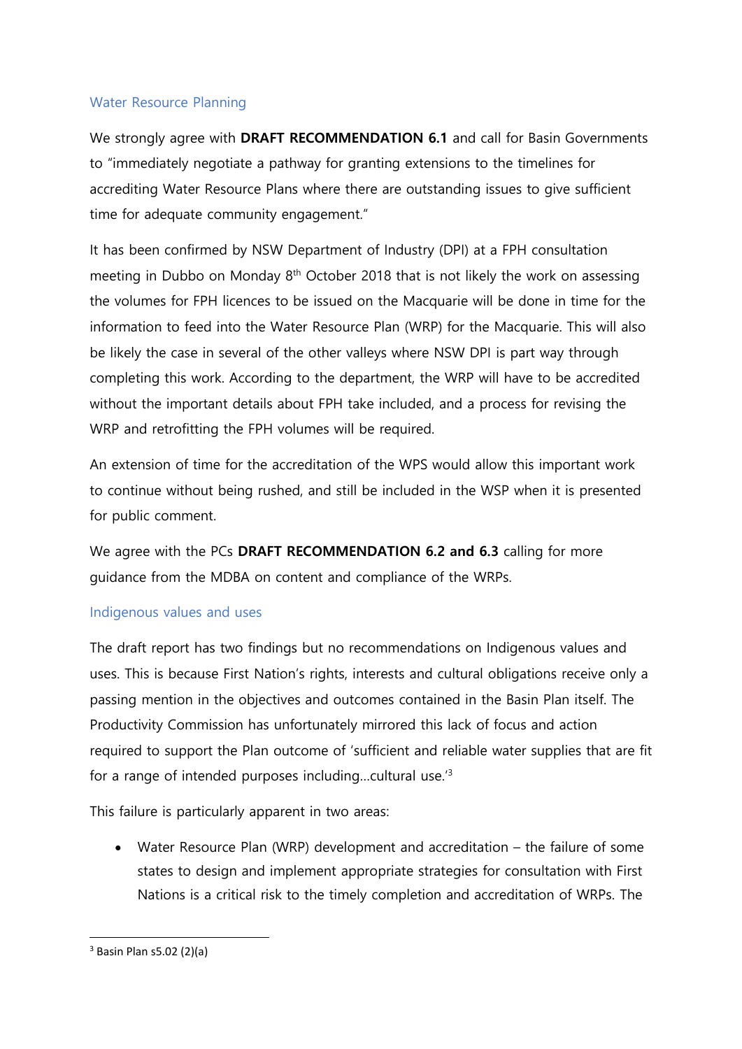## Water Resource Planning

We strongly agree with **DRAFT RECOMMENDATION 6.1** and call for Basin Governments to "immediately negotiate a pathway for granting extensions to the timelines for accrediting Water Resource Plans where there are outstanding issues to give sufficient time for adequate community engagement."

It has been confirmed by NSW Department of Industry (DPI) at a FPH consultation meeting in Dubbo on Monday 8th October 2018 that is not likely the work on assessing the volumes for FPH licences to be issued on the Macquarie will be done in time for the information to feed into the Water Resource Plan (WRP) for the Macquarie. This will also be likely the case in several of the other valleys where NSW DPI is part way through completing this work. According to the department, the WRP will have to be accredited without the important details about FPH take included, and a process for revising the WRP and retrofitting the FPH volumes will be required.

An extension of time for the accreditation of the WPS would allow this important work to continue without being rushed, and still be included in the WSP when it is presented for public comment.

We agree with the PCs **DRAFT RECOMMENDATION 6.2 and 6.3** calling for more guidance from the MDBA on content and compliance of the WRPs.

## Indigenous values and uses

The draft report has two findings but no recommendations on Indigenous values and uses. This is because First Nation's rights, interests and cultural obligations receive only a passing mention in the objectives and outcomes contained in the Basin Plan itself. The Productivity Commission has unfortunately mirrored this lack of focus and action required to support the Plan outcome of 'sufficient and reliable water supplies that are fit for a range of intended purposes including…cultural use.'[3]

This failure is particularly apparent in two areas:

- Water Resource Plan (WRP) development and accreditation – the failure of some states to design and implement appropriate strategies for consultation with First Nations is a critical risk to the timely completion and accreditation of WRPs. The

[3] Basin Plan s5.02 (2)(a)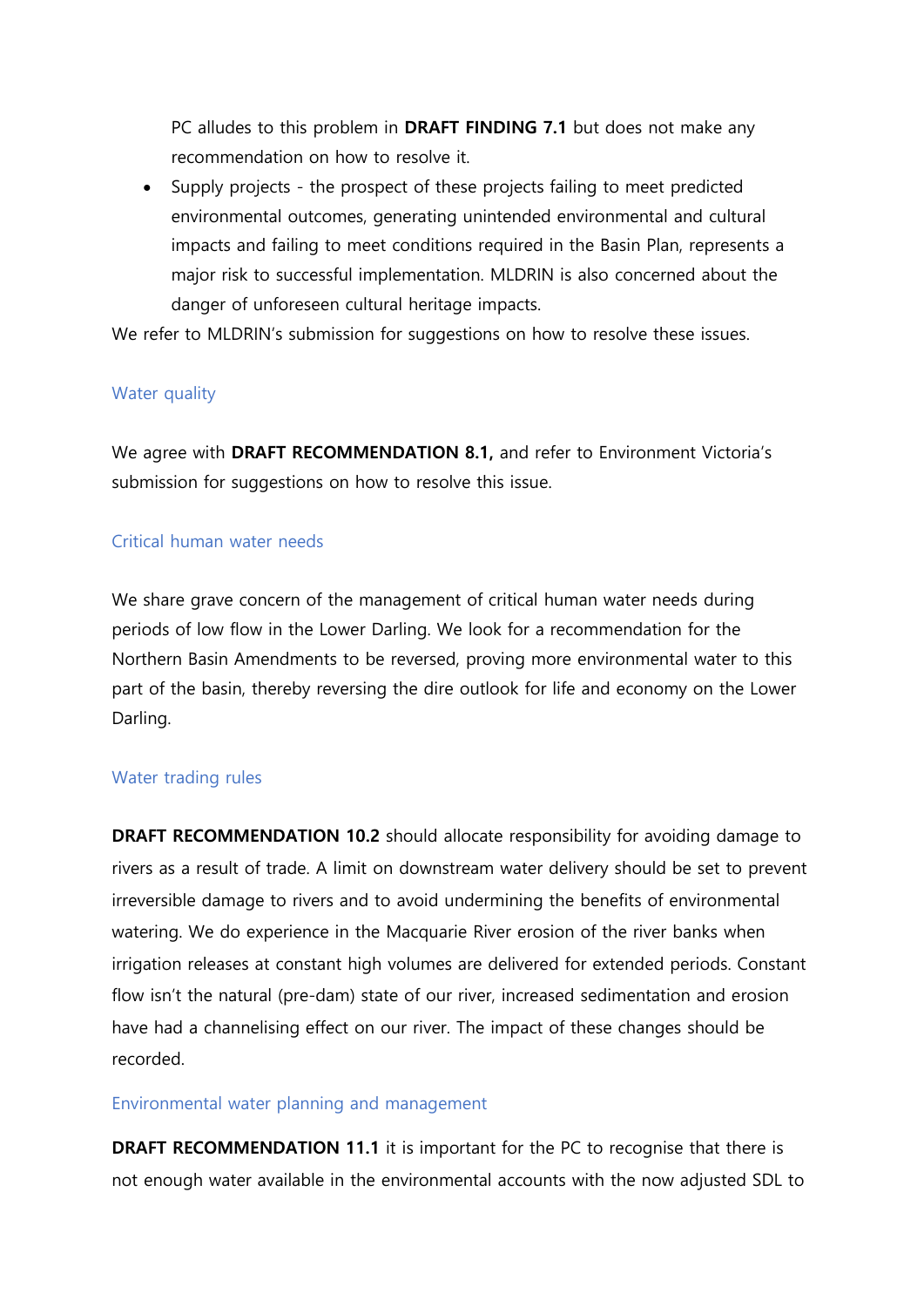PC alludes to this problem in **DRAFT FINDING 7.1** but does not make any recommendation on how to resolve it.

- Supply projects - the prospect of these projects failing to meet predicted environmental outcomes, generating unintended environmental and cultural impacts and failing to meet conditions required in the Basin Plan, represents a major risk to successful implementation. MLDRIN is also concerned about the danger of unforeseen cultural heritage impacts.

We refer to MLDRIN's submission for suggestions on how to resolve these issues.

## Water quality

We agree with **DRAFT RECOMMENDATION 8.1,** and refer to Environment Victoria's submission for suggestions on how to resolve this issue.

## Critical human water needs

We share grave concern of the management of critical human water needs during periods of low flow in the Lower Darling. We look for a recommendation for the Northern Basin Amendments to be reversed, proving more environmental water to this part of the basin, thereby reversing the dire outlook for life and economy on the Lower Darling.

## Water trading rules

**DRAFT RECOMMENDATION 10.2** should allocate responsibility for avoiding damage to rivers as a result of trade. A limit on downstream water delivery should be set to prevent irreversible damage to rivers and to avoid undermining the benefits of environmental watering. We do experience in the Macquarie River erosion of the river banks when irrigation releases at constant high volumes are delivered for extended periods. Constant flow isn't the natural (pre-dam) state of our river, increased sedimentation and erosion have had a channelising effect on our river. The impact of these changes should be recorded.

## Environmental water planning and management

**DRAFT RECOMMENDATION 11.1** it is important for the PC to recognise that there is not enough water available in the environmental accounts with the now adjusted SDL to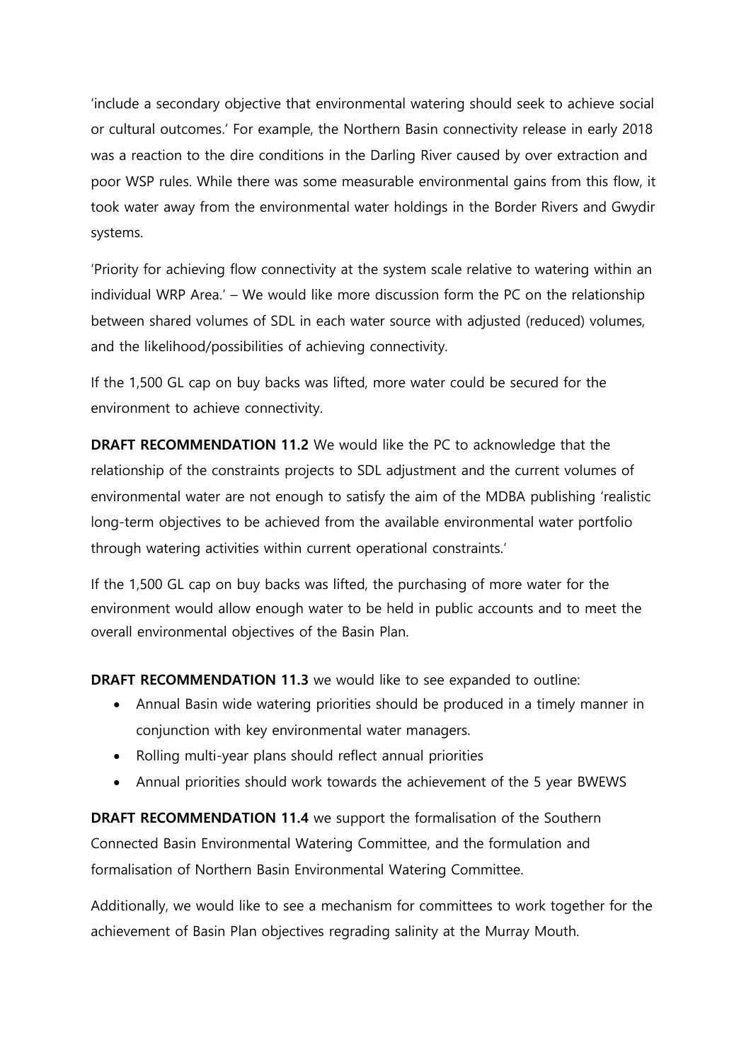'include a secondary objective that environmental watering should seek to achieve social or cultural outcomes.' For example, the Northern Basin connectivity release in early 2018 was a reaction to the dire conditions in the Darling River caused by over extraction and poor WSP rules. While there was some measurable environmental gains from this flow, it took water away from the environmental water holdings in the Border Rivers and Gwydir systems.

'Priority for achieving flow connectivity at the system scale relative to watering within an individual WRP Area.' – We would like more discussion form the PC on the relationship between shared volumes of SDL in each water source with adjusted (reduced) volumes, and the likelihood/possibilities of achieving connectivity.

If the 1,500 GL cap on buy backs was lifted, more water could be secured for the environment to achieve connectivity.

**DRAFT RECOMMENDATION 11.2** We would like the PC to acknowledge that the relationship of the constraints projects to SDL adjustment and the current volumes of environmental water are not enough to satisfy the aim of the MDBA publishing 'realistic long-term objectives to be achieved from the available environmental water portfolio through watering activities within current operational constraints.'

If the 1,500 GL cap on buy backs was lifted, the purchasing of more water for the environment would allow enough water to be held in public accounts and to meet the overall environmental objectives of the Basin Plan.

**DRAFT RECOMMENDATION 11.3** we would like to see expanded to outline:

- Annual Basin wide watering priorities should be produced in a timely manner in conjunction with key environmental water managers.
- Rolling multi-year plans should reflect annual priorities
- Annual priorities should work towards the achievement of the 5 year BWEWS

**DRAFT RECOMMENDATION 11.4** we support the formalisation of the Southern Connected Basin Environmental Watering Committee, and the formulation and formalisation of Northern Basin Environmental Watering Committee.

Additionally, we would like to see a mechanism for committees to work together for the achievement of Basin Plan objectives regrading salinity at the Murray Mouth.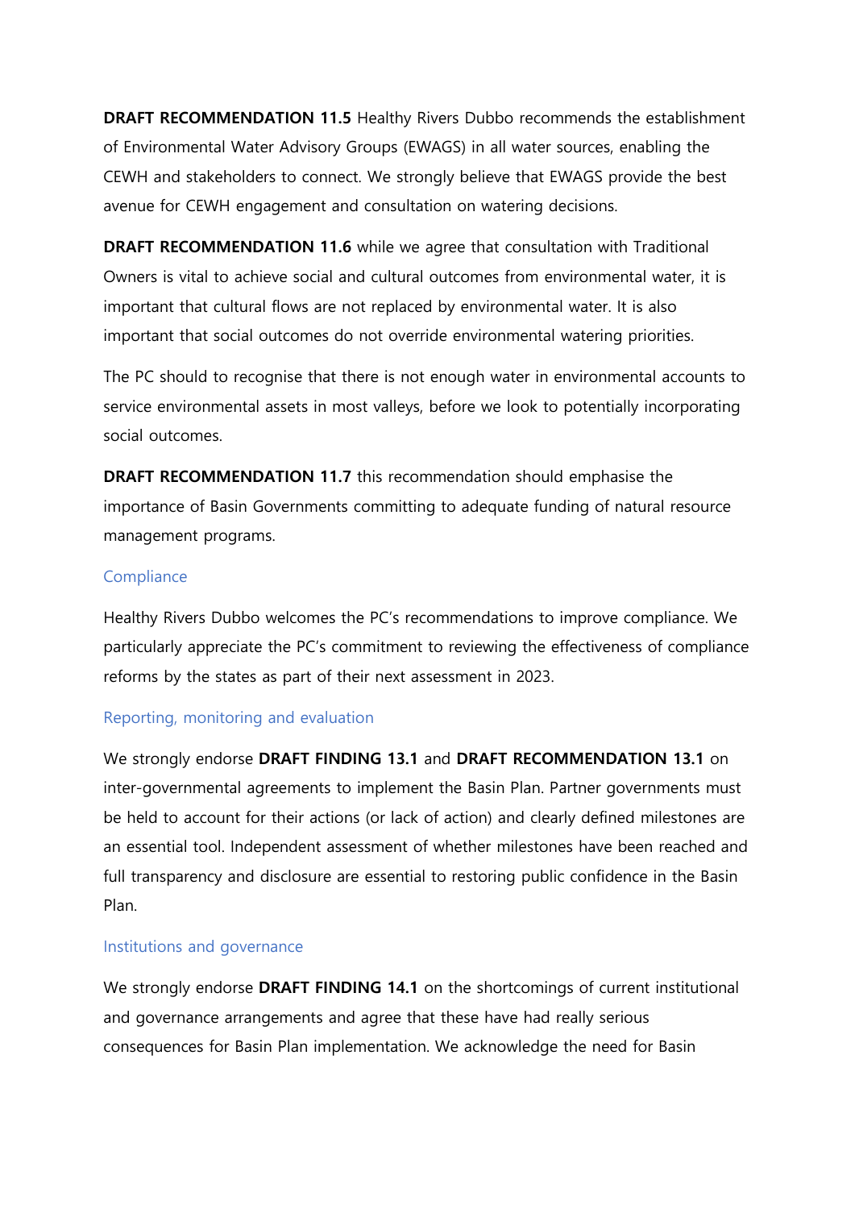**DRAFT RECOMMENDATION 11.5** Healthy Rivers Dubbo recommends the establishment of Environmental Water Advisory Groups (EWAGS) in all water sources, enabling the CEWH and stakeholders to connect. We strongly believe that EWAGS provide the best avenue for CEWH engagement and consultation on watering decisions.

**DRAFT RECOMMENDATION 11.6** while we agree that consultation with Traditional Owners is vital to achieve social and cultural outcomes from environmental water, it is important that cultural flows are not replaced by environmental water. It is also important that social outcomes do not override environmental watering priorities.

The PC should to recognise that there is not enough water in environmental accounts to service environmental assets in most valleys, before we look to potentially incorporating social outcomes.

**DRAFT RECOMMENDATION 11.7** this recommendation should emphasise the importance of Basin Governments committing to adequate funding of natural resource management programs.

## Compliance

Healthy Rivers Dubbo welcomes the PC's recommendations to improve compliance. We particularly appreciate the PC's commitment to reviewing the effectiveness of compliance reforms by the states as part of their next assessment in 2023.

## Reporting, monitoring and evaluation

We strongly endorse **DRAFT FINDING 13.1** and **DRAFT RECOMMENDATION 13.1** on inter-governmental agreements to implement the Basin Plan. Partner governments must be held to account for their actions (or lack of action) and clearly defined milestones are an essential tool. Independent assessment of whether milestones have been reached and full transparency and disclosure are essential to restoring public confidence in the Basin Plan.

## Institutions and governance

We strongly endorse **DRAFT FINDING 14.1** on the shortcomings of current institutional and governance arrangements and agree that these have had really serious consequences for Basin Plan implementation. We acknowledge the need for Basin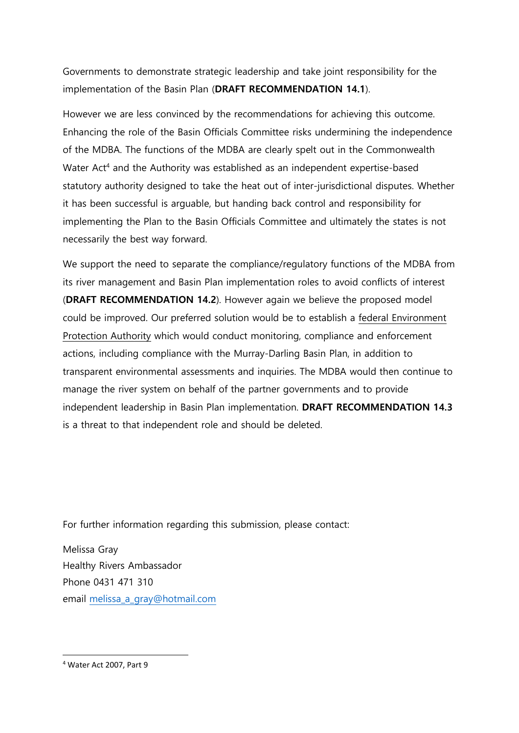Governments to demonstrate strategic leadership and take joint responsibility for the implementation of the Basin Plan (**DRAFT RECOMMENDATION 14.1**).

However we are less convinced by the recommendations for achieving this outcome. Enhancing the role of the Basin Officials Committee risks undermining the independence of the MDBA. The functions of the MDBA are clearly spelt out in the Commonwealth Water Act[4] and the Authority was established as an independent expertise-based statutory authority designed to take the heat out of inter-jurisdictional disputes. Whether it has been successful is arguable, but handing back control and responsibility for implementing the Plan to the Basin Officials Committee and ultimately the states is not necessarily the best way forward.

We support the need to separate the compliance/regulatory functions of the MDBA from its river management and Basin Plan implementation roles to avoid conflicts of interest (**DRAFT RECOMMENDATION 14.2**). However again we believe the proposed model could be improved. Our preferred solution would be to establish a federal Environment Protection Authority which would conduct monitoring, compliance and enforcement actions, including compliance with the Murray-Darling Basin Plan, in addition to transparent environmental assessments and inquiries. The MDBA would then continue to manage the river system on behalf of the partner governments and to provide independent leadership in Basin Plan implementation. **DRAFT RECOMMENDATION 14.3** is a threat to that independent role and should be deleted.

For further information regarding this submission, please contact:

Melissa Gray
Healthy Rivers Ambassador
Phone 0431 471 310
email melissa_a_gray@hotmail.com

[4] Water Act 2007, Part 9